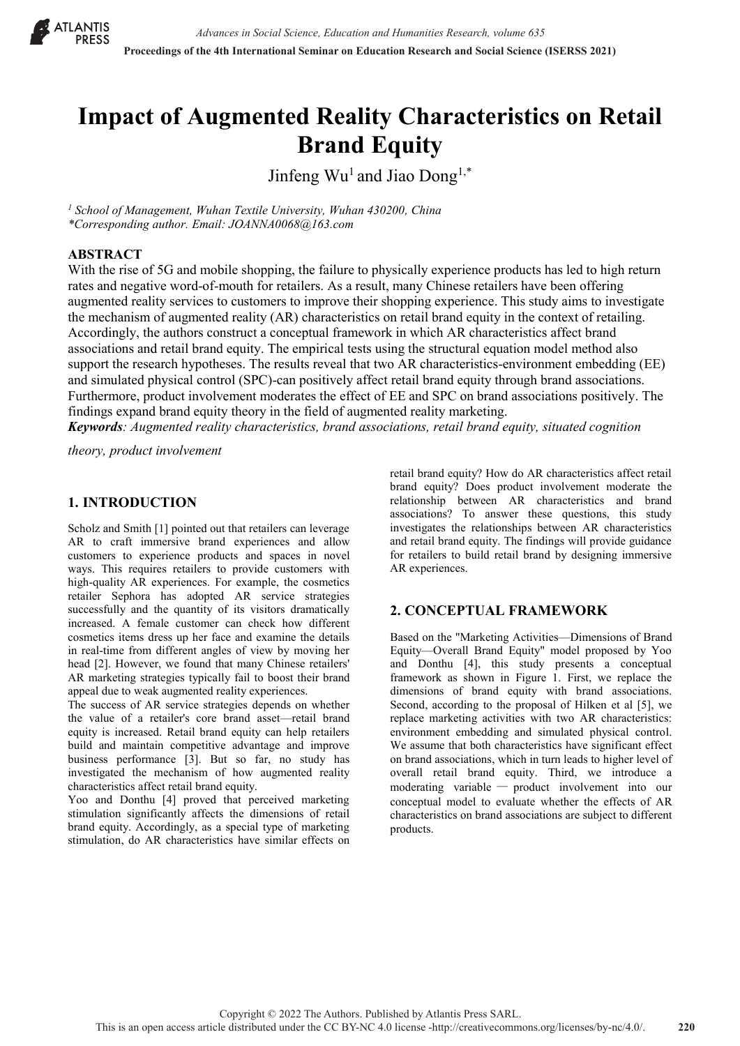# Impact of Augmented Reality Characteristics on Retail Brand Equity

Jinfeng Wu[1] and Jiao Dong[1,*]

[1] *School of Management, Wuhan Textile University, Wuhan 430200, China*
*\*Corresponding author. Email: JOANNA0068@163.com*

## ABSTRACT

With the rise of 5G and mobile shopping, the failure to physically experience products has led to high return rates and negative word-of-mouth for retailers. As a result, many Chinese retailers have been offering augmented reality services to customers to improve their shopping experience. This study aims to investigate the mechanism of augmented reality (AR) characteristics on retail brand equity in the context of retailing. Accordingly, the authors construct a conceptual framework in which AR characteristics affect brand associations and retail brand equity. The empirical tests using the structural equation model method also support the research hypotheses. The results reveal that two AR characteristics-environment embedding (EE) and simulated physical control (SPC)-can positively affect retail brand equity through brand associations. Furthermore, product involvement moderates the effect of EE and SPC on brand associations positively. The findings expand brand equity theory in the field of augmented reality marketing.

***Keywords**: Augmented reality characteristics, brand associations, retail brand equity, situated cognition theory, product involvement*

## 1. INTRODUCTION

Scholz and Smith [1] pointed out that retailers can leverage AR to craft immersive brand experiences and allow customers to experience products and spaces in novel ways. This requires retailers to provide customers with high-quality AR experiences. For example, the cosmetics retailer Sephora has adopted AR service strategies successfully and the quantity of its visitors dramatically increased. A female customer can check how different cosmetics items dress up her face and examine the details in real-time from different angles of view by moving her head [2]. However, we found that many Chinese retailers' AR marketing strategies typically fail to boost their brand appeal due to weak augmented reality experiences.

The success of AR service strategies depends on whether the value of a retailer's core brand asset—retail brand equity is increased. Retail brand equity can help retailers build and maintain competitive advantage and improve business performance [3]. But so far, no study has investigated the mechanism of how augmented reality characteristics affect retail brand equity.

Yoo and Donthu [4] proved that perceived marketing stimulation significantly affects the dimensions of retail brand equity. Accordingly, as a special type of marketing stimulation, do AR characteristics have similar effects on retail brand equity? How do AR characteristics affect retail brand equity? Does product involvement moderate the relationship between AR characteristics and brand associations? To answer these questions, this study investigates the relationships between AR characteristics and retail brand equity. The findings will provide guidance for retailers to build retail brand by designing immersive AR experiences.

## 2. CONCEPTUAL FRAMEWORK

Based on the "Marketing Activities—Dimensions of Brand Equity—Overall Brand Equity" model proposed by Yoo and Donthu [4], this study presents a conceptual framework as shown in Figure 1. First, we replace the dimensions of brand equity with brand associations. Second, according to the proposal of Hilken et al [5], we replace marketing activities with two AR characteristics: environment embedding and simulated physical control. We assume that both characteristics have significant effect on brand associations, which in turn leads to higher level of overall retail brand equity. Third, we introduce a moderating variable — product involvement into our conceptual model to evaluate whether the effects of AR characteristics on brand associations are subject to different products.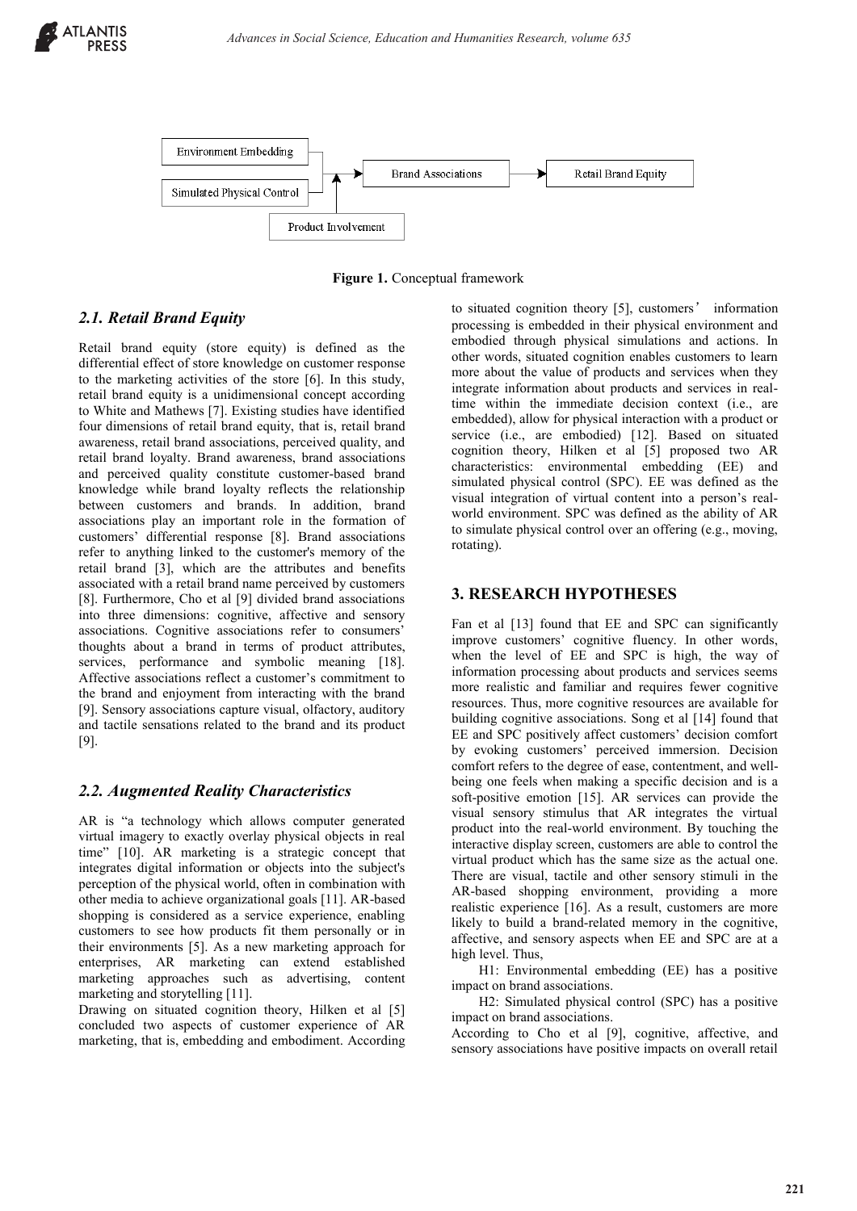Figure 1. Conceptual framework

### 2.1. Retail Brand Equity

Retail brand equity (store equity) is defined as the differential effect of store knowledge on customer response to the marketing activities of the store [6]. In this study, retail brand equity is a unidimensional concept according to White and Mathews [7]. Existing studies have identified four dimensions of retail brand equity, that is, retail brand awareness, retail brand associations, perceived quality, and retail brand loyalty. Brand awareness, brand associations and perceived quality constitute customer-based brand knowledge while brand loyalty reflects the relationship between customers and brands. In addition, brand associations play an important role in the formation of customers' differential response [8]. Brand associations refer to anything linked to the customer's memory of the retail brand [3], which are the attributes and benefits associated with a retail brand name perceived by customers [8]. Furthermore, Cho et al [9] divided brand associations into three dimensions: cognitive, affective and sensory associations. Cognitive associations refer to consumers' thoughts about a brand in terms of product attributes, services, performance and symbolic meaning [18]. Affective associations reflect a customer's commitment to the brand and enjoyment from interacting with the brand [9]. Sensory associations capture visual, olfactory, auditory and tactile sensations related to the brand and its product [9].

### 2.2. Augmented Reality Characteristics

AR is "a technology which allows computer generated virtual imagery to exactly overlay physical objects in real time" [10]. AR marketing is a strategic concept that integrates digital information or objects into the subject's perception of the physical world, often in combination with other media to achieve organizational goals [11]. AR-based shopping is considered as a service experience, enabling customers to see how products fit them personally or in their environments [5]. As a new marketing approach for enterprises, AR marketing can extend established marketing approaches such as advertising, content marketing and storytelling [11].
Drawing on situated cognition theory, Hilken et al [5] concluded two aspects of customer experience of AR marketing, that is, embedding and embodiment. According to situated cognition theory [5], customers' information processing is embedded in their physical environment and embodied through physical simulations and actions. In other words, situated cognition enables customers to learn more about the value of products and services when they integrate information about products and services in real-time within the immediate decision context (i.e., are embedded), allow for physical interaction with a product or service (i.e., are embodied) [12]. Based on situated cognition theory, Hilken et al [5] proposed two AR characteristics: environmental embedding (EE) and simulated physical control (SPC). EE was defined as the visual integration of virtual content into a person's real-world environment. SPC was defined as the ability of AR to simulate physical control over an offering (e.g., moving, rotating).

## 3. RESEARCH HYPOTHESES

Fan et al [13] found that EE and SPC can significantly improve customers' cognitive fluency. In other words, when the level of EE and SPC is high, the way of information processing about products and services seems more realistic and familiar and requires fewer cognitive resources. Thus, more cognitive resources are available for building cognitive associations. Song et al [14] found that EE and SPC positively affect customers' decision comfort by evoking customers' perceived immersion. Decision comfort refers to the degree of ease, contentment, and well-being one feels when making a specific decision and is a soft-positive emotion [15]. AR services can provide the visual sensory stimulus that AR integrates the virtual product into the real-world environment. By touching the interactive display screen, customers are able to control the virtual product which has the same size as the actual one. There are visual, tactile and other sensory stimuli in the AR-based shopping environment, providing a more realistic experience [16]. As a result, customers are more likely to build a brand-related memory in the cognitive, affective, and sensory aspects when EE and SPC are at a high level. Thus,

H1: Environmental embedding (EE) has a positive impact on brand associations.

H2: Simulated physical control (SPC) has a positive impact on brand associations.

According to Cho et al [9], cognitive, affective, and sensory associations have positive impacts on overall retail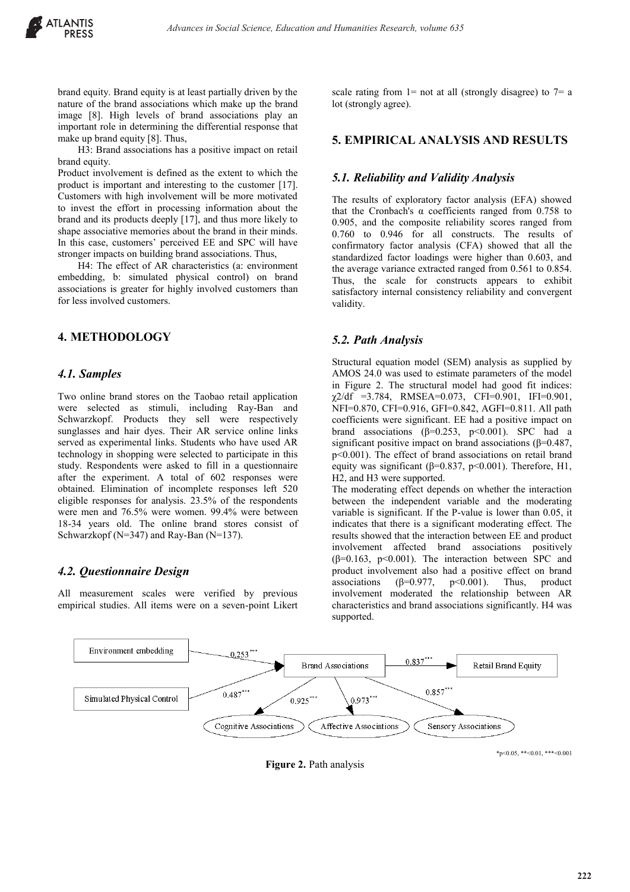brand equity. Brand equity is at least partially driven by the nature of the brand associations which make up the brand image [8]. High levels of brand associations play an important role in determining the differential response that make up brand equity [8]. Thus,

H3: Brand associations has a positive impact on retail brand equity.

Product involvement is defined as the extent to which the product is important and interesting to the customer [17]. Customers with high involvement will be more motivated to invest the effort in processing information about the brand and its products deeply [17], and thus more likely to shape associative memories about the brand in their minds. In this case, customers' perceived EE and SPC will have stronger impacts on building brand associations. Thus,

H4: The effect of AR characteristics (a: environment embedding, b: simulated physical control) on brand associations is greater for highly involved customers than for less involved customers.

## 4. METHODOLOGY

### 4.1. Samples

Two online brand stores on the Taobao retail application were selected as stimuli, including Ray-Ban and Schwarzkopf. Products they sell were respectively sunglasses and hair dyes. Their AR service online links served as experimental links. Students who have used AR technology in shopping were selected to participate in this study. Respondents were asked to fill in a questionnaire after the experiment. A total of 602 responses were obtained. Elimination of incomplete responses left 520 eligible responses for analysis. 23.5% of the respondents were men and 76.5% were women. 99.4% were between 18-34 years old. The online brand stores consist of Schwarzkopf (N=347) and Ray-Ban (N=137).

### 4.2. Questionnaire Design

All measurement scales were verified by previous empirical studies. All items were on a seven-point Likert scale rating from 1= not at all (strongly disagree) to 7= a lot (strongly agree).

## 5. EMPIRICAL ANALYSIS AND RESULTS

### 5.1. Reliability and Validity Analysis

The results of exploratory factor analysis (EFA) showed that the Cronbach's α coefficients ranged from 0.758 to 0.905, and the composite reliability scores ranged from 0.760 to 0.946 for all constructs. The results of confirmatory factor analysis (CFA) showed that all the standardized factor loadings were higher than 0.603, and the average variance extracted ranged from 0.561 to 0.854. Thus, the scale for constructs appears to exhibit satisfactory internal consistency reliability and convergent validity.

### 5.2. Path Analysis

Structural equation model (SEM) analysis as supplied by AMOS 24.0 was used to estimate parameters of the model in Figure 2. The structural model had good fit indices: $\chi^2/df$ =3.784, RMSEA=0.073, CFI=0.901, IFI=0.901, NFI=0.870, CFI=0.916, GFI=0.842, AGFI=0.811. All path coefficients were significant. EE had a positive impact on brand associations ($\beta$=0.253, $p<0.001$). SPC had a significant positive impact on brand associations ($\beta$=0.487, $p<0.001$). The effect of brand associations on retail brand equity was significant ($\beta$=0.837, $p<0.001$). Therefore, H1, H2, and H3 were supported.

The moderating effect depends on whether the interaction between the independent variable and the moderating variable is significant. If the P-value is lower than 0.05, it indicates that there is a significant moderating effect. The results showed that the interaction between EE and product involvement affected brand associations positively ($\beta$=0.163, $p<0.001$). The interaction between SPC and product involvement also had a positive effect on brand associations ($\beta$=0.977, $p<0.001$). Thus, product involvement moderated the relationship between AR characteristics and brand associations significantly. H4 was supported.

Figure 2. Path analysis

*p<0.05, **<0.01, ***<0.001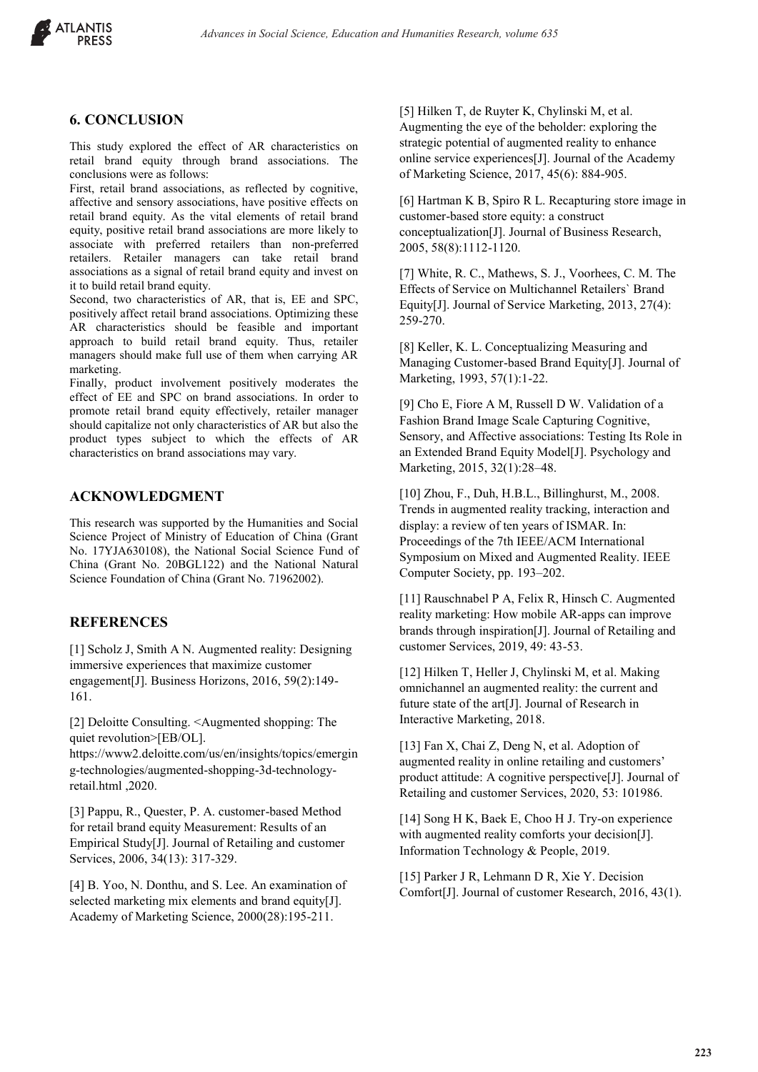## 6. CONCLUSION

This study explored the effect of AR characteristics on retail brand equity through brand associations. The conclusions were as follows:

First, retail brand associations, as reflected by cognitive, affective and sensory associations, have positive effects on retail brand equity. As the vital elements of retail brand equity, positive retail brand associations are more likely to associate with preferred retailers than non-preferred retailers. Retailer managers can take retail brand associations as a signal of retail brand equity and invest on it to build retail brand equity.

Second, two characteristics of AR, that is, EE and SPC, positively affect retail brand associations. Optimizing these AR characteristics should be feasible and important approach to build retail brand equity. Thus, retailer managers should make full use of them when carrying AR marketing.

Finally, product involvement positively moderates the effect of EE and SPC on brand associations. In order to promote retail brand equity effectively, retailer manager should capitalize not only characteristics of AR but also the product types subject to which the effects of AR characteristics on brand associations may vary.

## ACKNOWLEDGMENT

This research was supported by the Humanities and Social Science Project of Ministry of Education of China (Grant No. 17YJA630108), the National Social Science Fund of China (Grant No. 20BGL122) and the National Natural Science Foundation of China (Grant No. 71962002).

## REFERENCES

[1] Scholz J, Smith A N. Augmented reality: Designing immersive experiences that maximize customer engagement[J]. Business Horizons, 2016, 59(2):149-161.

[2] Deloitte Consulting. <Augmented shopping: The quiet revolution>[EB/OL]. https://www2.deloitte.com/us/en/insights/topics/emerging-technologies/augmented-shopping-3d-technology-retail.html ,2020.

[3] Pappu, R., Quester, P. A. customer-based Method for retail brand equity Measurement: Results of an Empirical Study[J]. Journal of Retailing and customer Services, 2006, 34(13): 317-329.

[4] B. Yoo, N. Donthu, and S. Lee. An examination of selected marketing mix elements and brand equity[J]. Academy of Marketing Science, 2000(28):195-211.

[5] Hilken T, de Ruyter K, Chylinski M, et al. Augmenting the eye of the beholder: exploring the strategic potential of augmented reality to enhance online service experiences[J]. Journal of the Academy of Marketing Science, 2017, 45(6): 884-905.

[6] Hartman K B, Spiro R L. Recapturing store image in customer-based store equity: a construct conceptualization[J]. Journal of Business Research, 2005, 58(8):1112-1120.

[7] White, R. C., Mathews, S. J., Voorhees, C. M. The Effects of Service on Multichannel Retailers` Brand Equity[J]. Journal of Service Marketing, 2013, 27(4): 259-270.

[8] Keller, K. L. Conceptualizing Measuring and Managing Customer-based Brand Equity[J]. Journal of Marketing, 1993, 57(1):1-22.

[9] Cho E, Fiore A M, Russell D W. Validation of a Fashion Brand Image Scale Capturing Cognitive, Sensory, and Affective associations: Testing Its Role in an Extended Brand Equity Model[J]. Psychology and Marketing, 2015, 32(1):28–48.

[10] Zhou, F., Duh, H.B.L., Billinghurst, M., 2008. Trends in augmented reality tracking, interaction and display: a review of ten years of ISMAR. In: Proceedings of the 7th IEEE/ACM International Symposium on Mixed and Augmented Reality. IEEE Computer Society, pp. 193–202.

[11] Rauschnabel P A, Felix R, Hinsch C. Augmented reality marketing: How mobile AR-apps can improve brands through inspiration[J]. Journal of Retailing and customer Services, 2019, 49: 43-53.

[12] Hilken T, Heller J, Chylinski M, et al. Making omnichannel an augmented reality: the current and future state of the art[J]. Journal of Research in Interactive Marketing, 2018.

[13] Fan X, Chai Z, Deng N, et al. Adoption of augmented reality in online retailing and customers' product attitude: A cognitive perspective[J]. Journal of Retailing and customer Services, 2020, 53: 101986.

[14] Song H K, Baek E, Choo H J. Try-on experience with augmented reality comforts your decision[J]. Information Technology & People, 2019.

[15] Parker J R, Lehmann D R, Xie Y. Decision Comfort[J]. Journal of customer Research, 2016, 43(1).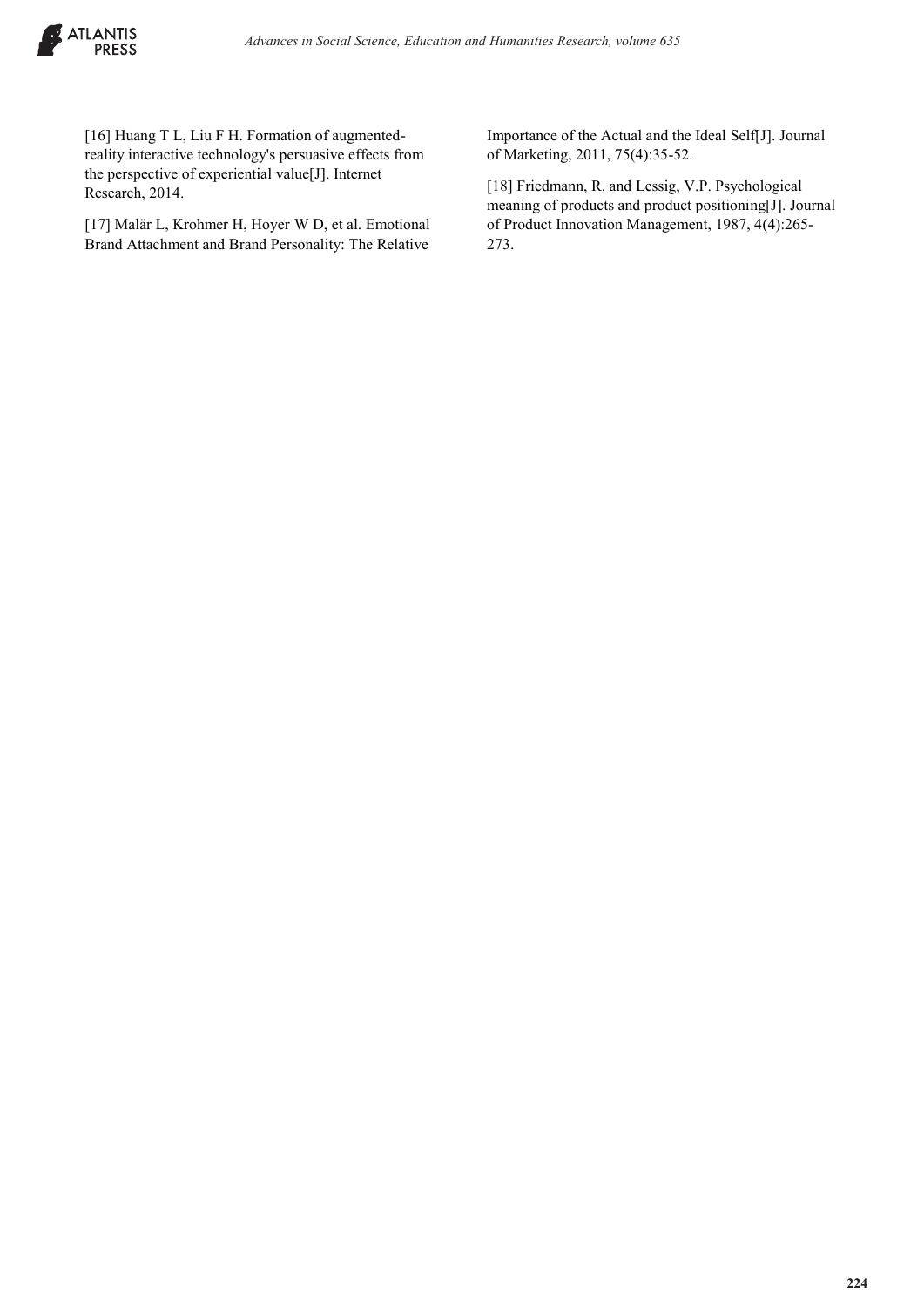[16] Huang T L, Liu F H. Formation of augmented-reality interactive technology's persuasive effects from the perspective of experiential value[J]. Internet Research, 2014.

[17] Malär L, Krohmer H, Hoyer W D, et al. Emotional Brand Attachment and Brand Personality: The Relative Importance of the Actual and the Ideal Self[J]. Journal of Marketing, 2011, 75(4):35-52.

[18] Friedmann, R. and Lessig, V.P. Psychological meaning of products and product positioning[J]. Journal of Product Innovation Management, 1987, 4(4):265-273.